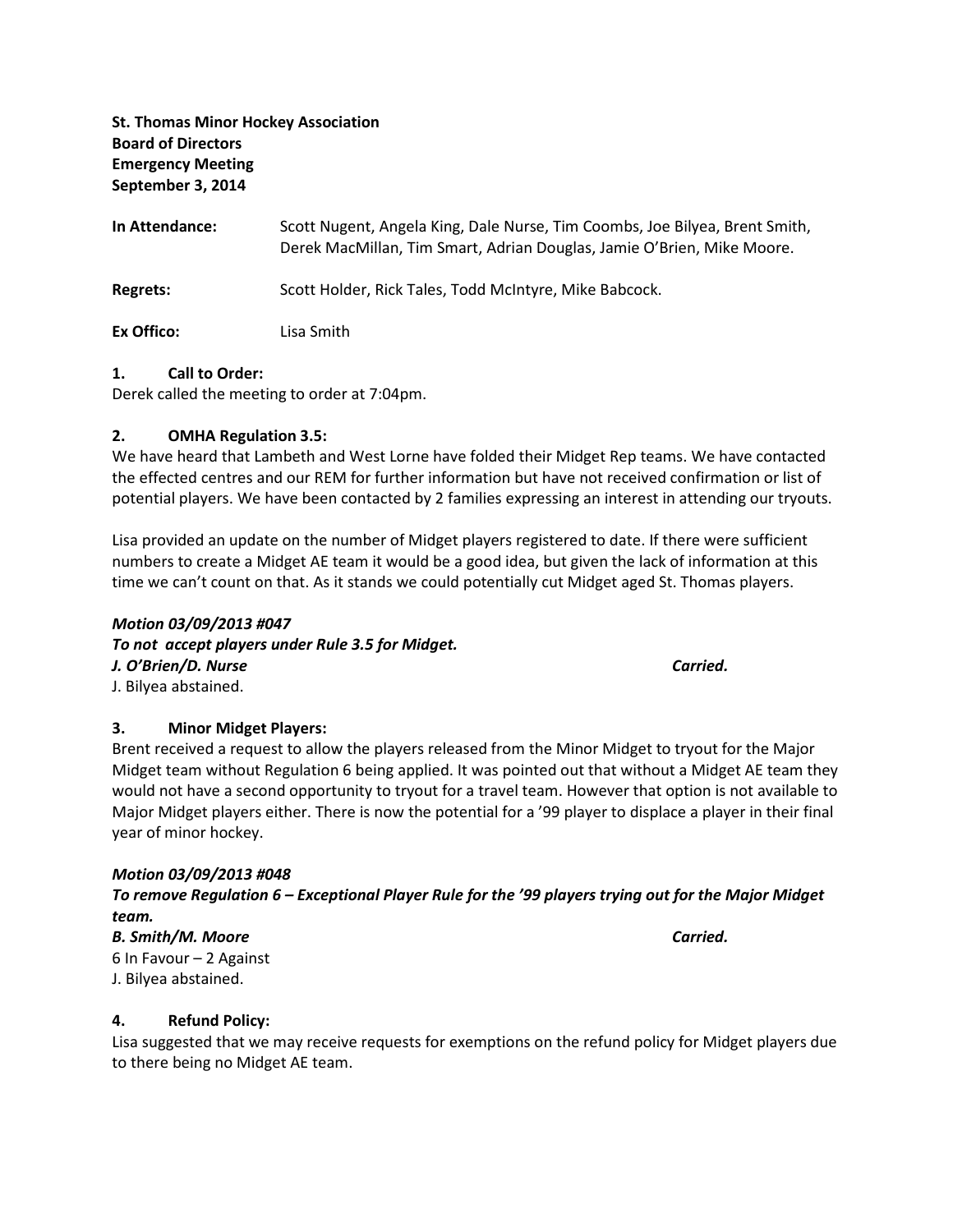**St. Thomas Minor Hockey Association**
**Board of Directors**
**Emergency Meeting**
**September 3, 2014**

**In Attendance:** Scott Nugent, Angela King, Dale Nurse, Tim Coombs, Joe Bilyea, Brent Smith, Derek MacMillan, Tim Smart, Adrian Douglas, Jamie O'Brien, Mike Moore.

**Regrets:** Scott Holder, Rick Tales, Todd McIntyre, Mike Babcock.

**Ex Offico:** Lisa Smith

## 1. Call to Order:

Derek called the meeting to order at 7:04pm.

## 2. OMHA Regulation 3.5:

We have heard that Lambeth and West Lorne have folded their Midget Rep teams. We have contacted the effected centres and our REM for further information but have not received confirmation or list of potential players. We have been contacted by 2 families expressing an interest in attending our tryouts.

Lisa provided an update on the number of Midget players registered to date. If there were sufficient numbers to create a Midget AE team it would be a good idea, but given the lack of information at this time we can't count on that. As it stands we could potentially cut Midget aged St. Thomas players.

***Motion 03/09/2013 #047***
***To not accept players under Rule 3.5 for Midget.***
***J. O'Brien/D. Nurse*** ***Carried.***
J. Bilyea abstained.

## 3. Minor Midget Players:

Brent received a request to allow the players released from the Minor Midget to tryout for the Major Midget team without Regulation 6 being applied. It was pointed out that without a Midget AE team they would not have a second opportunity to tryout for a travel team. However that option is not available to Major Midget players either. There is now the potential for a '99 player to displace a player in their final year of minor hockey.

***Motion 03/09/2013 #048***
***To remove Regulation 6 – Exceptional Player Rule for the '99 players trying out for the Major Midget team.***
***B. Smith/M. Moore*** ***Carried.***
6 In Favour – 2 Against
J. Bilyea abstained.

## 4. Refund Policy:

Lisa suggested that we may receive requests for exemptions on the refund policy for Midget players due to there being no Midget AE team.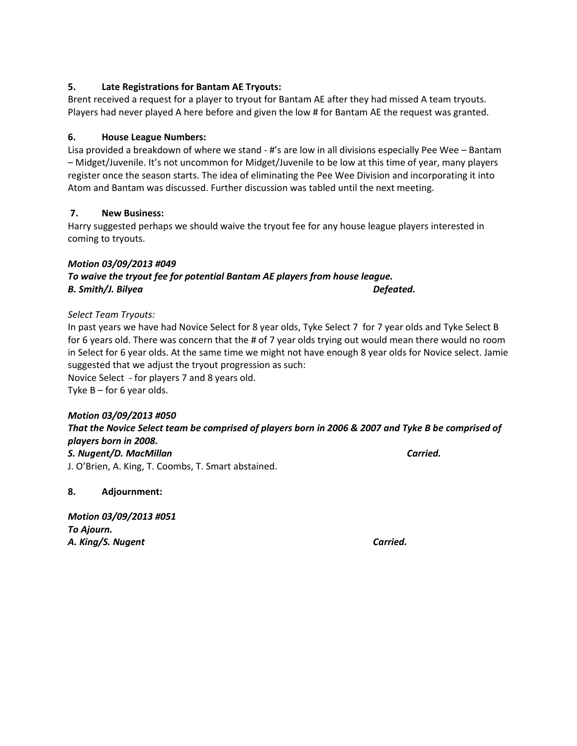**5. Late Registrations for Bantam AE Tryouts:**

Brent received a request for a player to tryout for Bantam AE after they had missed A team tryouts. Players had never played A here before and given the low # for Bantam AE the request was granted.

**6. House League Numbers:**

Lisa provided a breakdown of where we stand - #'s are low in all divisions especially Pee Wee – Bantam – Midget/Juvenile. It's not uncommon for Midget/Juvenile to be low at this time of year, many players register once the season starts. The idea of eliminating the Pee Wee Division and incorporating it into Atom and Bantam was discussed. Further discussion was tabled until the next meeting.

**7. New Business:**

Harry suggested perhaps we should waive the tryout fee for any house league players interested in coming to tryouts.

***Motion 03/09/2013 #049***
***To waive the tryout fee for potential Bantam AE players from house league.***
***B. Smith/J. Bilyea*** ***Defeated.***

*Select Team Tryouts:*

In past years we have had Novice Select for 8 year olds, Tyke Select 7 for 7 year olds and Tyke Select B for 6 years old. There was concern that the # of 7 year olds trying out would mean there would no room in Select for 6 year olds. At the same time we might not have enough 8 year olds for Novice select. Jamie suggested that we adjust the tryout progression as such:
Novice Select - for players 7 and 8 years old.
Tyke B – for 6 year olds.

***Motion 03/09/2013 #050***
***That the Novice Select team be comprised of players born in 2006 & 2007 and Tyke B be comprised of players born in 2008.***
***S. Nugent/D. MacMillan*** ***Carried.***
J. O'Brien, A. King, T. Coombs, T. Smart abstained.

**8. Adjournment:**

***Motion 03/09/2013 #051***
***To Ajourn.***
***A. King/S. Nugent*** ***Carried.***